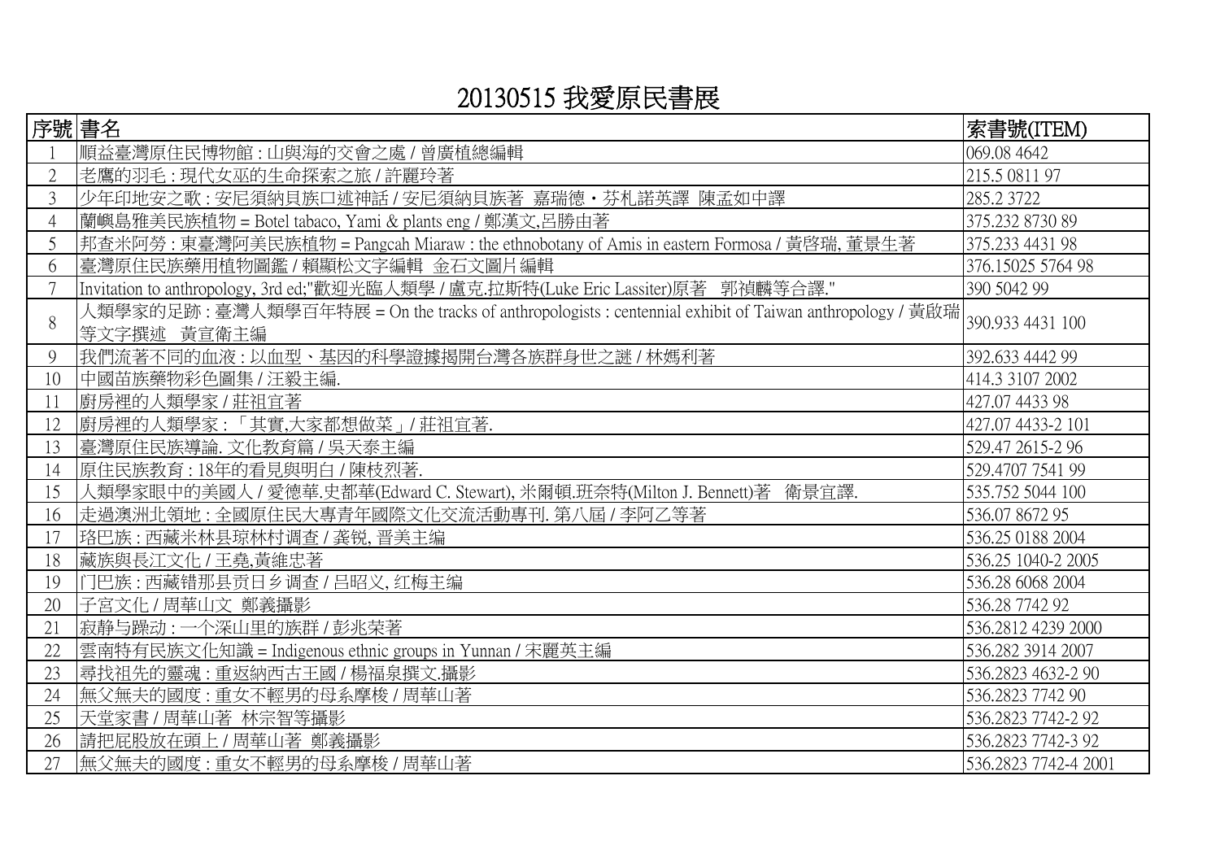# 20130515 我愛原民書展

| 序號 | 書名 | 索書號(ITEM) |
|---|---|---|
| 1 | 順益臺灣原住民博物館 : 山與海的交會之處 / 曾廣植總編輯 | 069.08 4642 |
| 2 | 老鷹的羽毛 : 現代女巫的生命探索之旅 / 許麗玲著 | 215.5 0811 97 |
| 3 | 少年印地安之歌 : 安尼須納貝族口述神話 / 安尼須納貝族著　嘉瑞德・芬札諾英譯　陳孟如中譯 | 285.2 3722 |
| 4 | 蘭嶼島雅美民族植物 = Botel tabaco, Yami & plants eng / 鄭漢文,呂勝由著 | 375.232 8730 89 |
| 5 | 邦查米阿勞 : 東臺灣阿美民族植物 = Pangcah Miaraw : the ethnobotany of Amis in eastern Formosa / 黃啓瑞, 董景生著 | 375.233 4431 98 |
| 6 | 臺灣原住民族藥用植物圖鑑 / 賴顯松文字編輯　金石文圖片編輯 | 376.15025 5764 98 |
| 7 | Invitation to anthropology, 3rd ed;"歡迎光臨人類學 / 盧克.拉斯特(Luke Eric Lassiter)原著　郭禎麟等合譯." | 390 5042 99 |
| 8 | 人類學家的足跡 : 臺灣人類學百年特展 = On the tracks of anthropologists : centennial exhibit of Taiwan anthropology / 黃啟瑞等文字撰述　黃宣衛主編 | 390.933 4431 100 |
| 9 | 我們流著不同的血液 : 以血型、基因的科學證據揭開台灣各族群身世之謎 / 林媽利著 | 392.633 4442 99 |
| 10 | 中國苗族藥物彩色圖集 / 汪毅主編. | 414.3 3107 2002 |
| 11 | 廚房裡的人類學家 / 莊祖宜著 | 427.07 4433 98 |
| 12 | 廚房裡的人類學家 : 「其實,大家都想做菜」/ 莊祖宜著. | 427.07 4433-2 101 |
| 13 | 臺灣原住民族導論. 文化教育篇 / 吳天泰主編 | 529.47 2615-2 96 |
| 14 | 原住民族教育 : 18年的看見與明白 / 陳枝烈著. | 529.4707 7541 99 |
| 15 | 人類學家眼中的美國人 / 愛德華.史都華(Edward C. Stewart), 米爾頓.班奈特(Milton J. Bennett)著　衛景宜譯. | 535.752 5044 100 |
| 16 | 走過澳洲北領地 : 全國原住民大專青年國際文化交流活動專刊. 第八屆 / 李阿乙等著 | 536.07 8672 95 |
| 17 | 珞巴族 : 西藏米林县琼林村调查 / 龚锐, 晋美主编 | 536.25 0188 2004 |
| 18 | 藏族與長江文化 / 王堯,黃維忠著 | 536.25 1040-2 2005 |
| 19 | 门巴族 : 西藏错那县贡日乡调查 / 吕昭义, 红梅主编 | 536.28 6068 2004 |
| 20 | 子宮文化 / 周華山文　鄭義攝影 | 536.28 7742 92 |
| 21 | 寂静与躁动 : 一个深山里的族群 / 彭兆荣著 | 536.2812 4239 2000 |
| 22 | 雲南特有民族文化知識 = Indigenous ethnic groups in Yunnan / 宋麗英主編 | 536.282 3914 2007 |
| 23 | 尋找祖先的靈魂 : 重返納西古王國 / 楊福泉撰文.攝影 | 536.2823 4632-2 90 |
| 24 | 無父無夫的國度 : 重女不輕男的母系摩梭 / 周華山著 | 536.2823 7742 90 |
| 25 | 天堂家書 / 周華山著　林宗智等攝影 | 536.2823 7742-2 92 |
| 26 | 請把屁股放在頭上 / 周華山著　鄭義攝影 | 536.2823 7742-3 92 |
| 27 | 無父無夫的國度 : 重女不輕男的母系摩梭 / 周華山著 | 536.2823 7742-4 2001 |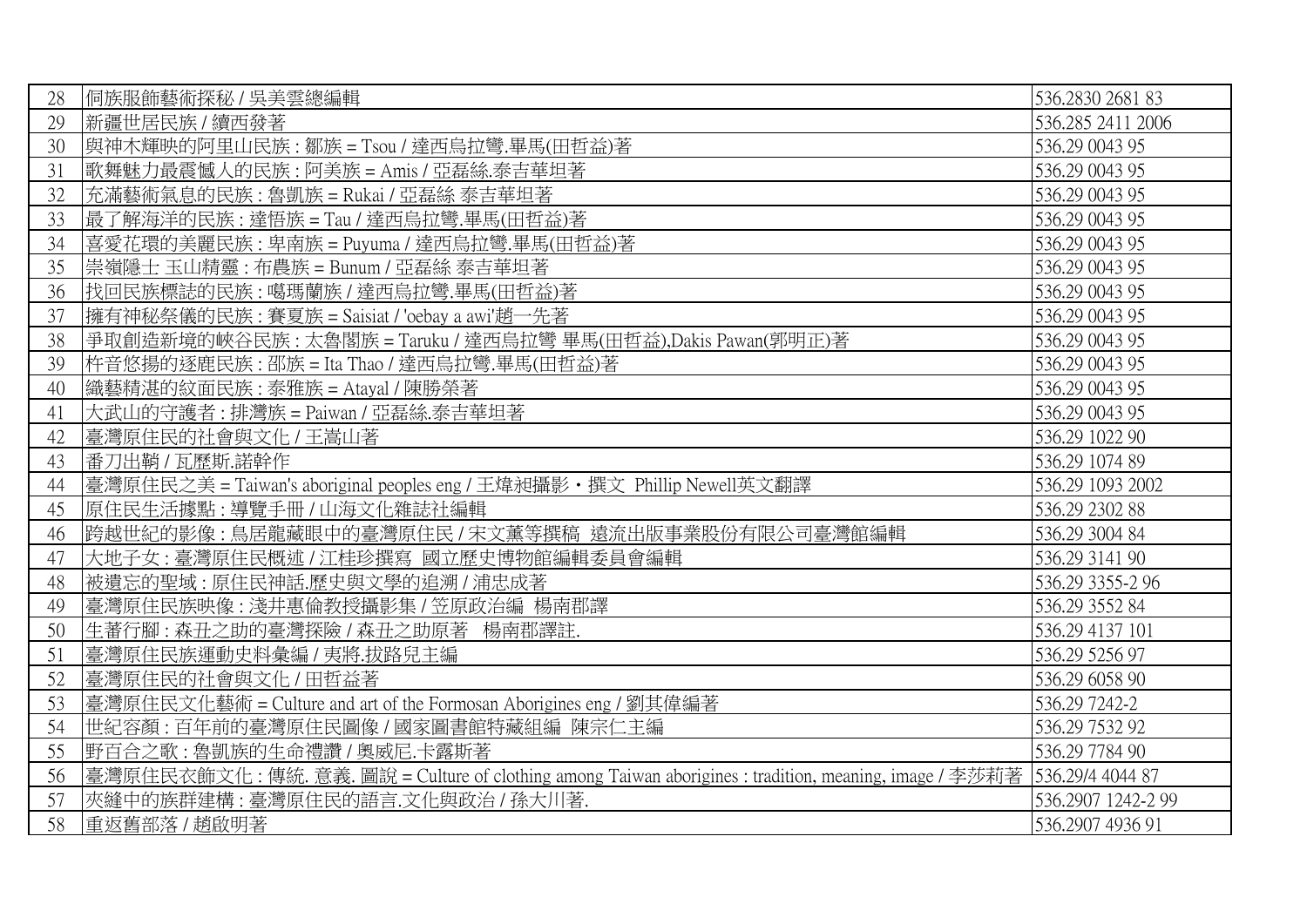| 28 | 侗族服飾藝術探秘 / 吳美雲總編輯 | 536.2830 2681 83 |
|---|---|---|
| 29 | 新疆世居民族 / 續西發著 | 536.285 2411 2006 |
| 30 | 與神木輝映的阿里山民族 : 鄒族 = Tsou / 達西烏拉彎.畢馬(田哲益)著 | 536.29 0043 95 |
| 31 | 歌舞魅力最震憾人的民族 : 阿美族 = Amis / 亞磊絲.泰吉華坦著 | 536.29 0043 95 |
| 32 | 充滿藝術氣息的民族 : 魯凱族 = Rukai / 亞磊絲 泰吉華坦著 | 536.29 0043 95 |
| 33 | 最了解海洋的民族 : 達悟族 = Tau / 達西烏拉彎.畢馬(田哲益)著 | 536.29 0043 95 |
| 34 | 喜愛花環的美麗民族 : 卑南族 = Puyuma / 達西烏拉彎.畢馬(田哲益)著 | 536.29 0043 95 |
| 35 | 崇嶺隱士 玉山精靈 : 布農族 = Bunum / 亞磊絲 泰吉華坦著 | 536.29 0043 95 |
| 36 | 找回民族標誌的民族 : 噶瑪蘭族 / 達西烏拉彎.畢馬(田哲益)著 | 536.29 0043 95 |
| 37 | 擁有神秘祭儀的民族 : 賽夏族 = Saisiat / 'oebay a awi'趙一先著 | 536.29 0043 95 |
| 38 | 爭取創造新境的峽谷民族 : 太魯閣族 = Taruku / 達西烏拉彎 畢馬(田哲益),Dakis Pawan(郭明正)著 | 536.29 0043 95 |
| 39 | 杵音悠揚的逐鹿民族 : 邵族 = Ita Thao / 達西烏拉彎.畢馬(田哲益)著 | 536.29 0043 95 |
| 40 | 織藝精湛的紋面民族 : 泰雅族 = Atayal / 陳勝榮著 | 536.29 0043 95 |
| 41 | 大武山的守護者 : 排灣族 = Paiwan / 亞磊絲.泰吉華坦著 | 536.29 0043 95 |
| 42 | 臺灣原住民的社會與文化 / 王嵩山著 | 536.29 1022 90 |
| 43 | 番刀出鞘 / 瓦歷斯.諾幹作 | 536.29 1074 89 |
| 44 | 臺灣原住民之美 = Taiwan's aboriginal peoples eng / 王煒昶攝影・撰文 Phillip Newell英文翻譯 | 536.29 1093 2002 |
| 45 | 原住民生活據點 : 導覽手冊 / 山海文化雜誌社編輯 | 536.29 2302 88 |
| 46 | 跨越世紀的影像 : 鳥居龍藏眼中的臺灣原住民 / 宋文薰等撰稿 遠流出版事業股份有限公司臺灣館編輯 | 536.29 3004 84 |
| 47 | 大地子女 : 臺灣原住民概述 / 江桂珍撰寫 國立歷史博物館編輯委員會編輯 | 536.29 3141 90 |
| 48 | 被遺忘的聖域 : 原住民神話.歷史與文學的追溯 / 浦忠成著 | 536.29 3355-2 96 |
| 49 | 臺灣原住民族映像 : 淺井惠倫教授攝影集 / 笠原政治編 楊南郡譯 | 536.29 3552 84 |
| 50 | 生蕃行腳 : 森丑之助的臺灣探險 / 森丑之助原著 楊南郡譯註. | 536.29 4137 101 |
| 51 | 臺灣原住民族運動史料彙編 / 夷將.拔路兒主編 | 536.29 5256 97 |
| 52 | 臺灣原住民的社會與文化 / 田哲益著 | 536.29 6058 90 |
| 53 | 臺灣原住民文化藝術 = Culture and art of the Formosan Aborigines eng / 劉其偉編著 | 536.29 7242-2 |
| 54 | 世紀容顏 : 百年前的臺灣原住民圖像 / 國家圖書館特藏組編 陳宗仁主編 | 536.29 7532 92 |
| 55 | 野百合之歌 : 魯凱族的生命禮讚 / 奧威尼.卡露斯著 | 536.29 7784 90 |
| 56 | 臺灣原住民衣飾文化 : 傳統. 意義. 圖說 = Culture of clothing among Taiwan aborigines : tradition, meaning, image / 李莎莉著 | 536.29/4 4044 87 |
| 57 | 夾縫中的族群建構 : 臺灣原住民的語言.文化與政治 / 孫大川著. | 536.2907 1242-2 99 |
| 58 | 重返舊部落 / 趙啟明著 | 536.2907 4936 91 |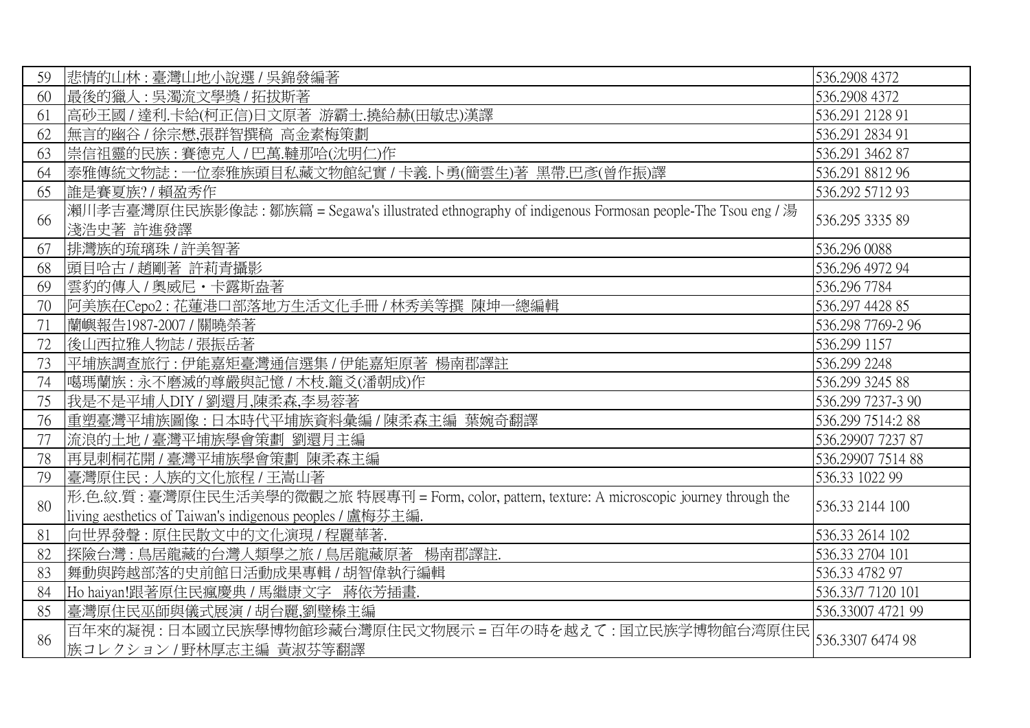| 59 | 悲情的山林 : 臺灣山地小說選 / 吳錦發編著 | 536.2908 4372 |
|---|---|---|
| 60 | 最後的獵人 : 吳濁流文學獎 / 拓拔斯著 | 536.2908 4372 |
| 61 | 高砂王國 / 達利.卡給(柯正信)日文原著 游霸士.撓給赫(田敏忠)漢譯 | 536.291 2128 91 |
| 62 | 無言的幽谷 / 徐宗懋,張群智撰稿 高金素梅策劃 | 536.291 2834 91 |
| 63 | 崇信祖靈的民族 : 賽德克人 / 巴萬.韃那哈(沈明仁)作 | 536.291 3462 87 |
| 64 | 泰雅傳統文物誌 : 一位泰雅族頭目私藏文物館紀實 / 卡義.卜勇(簡雲生)著 黑帶.巴彥(曾作振)譯 | 536.291 8812 96 |
| 65 | 誰是賽夏族? / 賴盈秀作 | 536.292 5712 93 |
| 66 | 瀨川孝吉臺灣原住民族影像誌 : 鄒族篇 = Segawa's illustrated ethnography of indigenous Formosan people-The Tsou eng / 湯淺浩史著 許進發譯 | 536.295 3335 89 |
| 67 | 排灣族的琉璃珠 / 許美智著 | 536.296 0088 |
| 68 | 頭目哈古 / 趙剛著 許莉青攝影 | 536.296 4972 94 |
| 69 | 雲豹的傳人 / 奧威尼・卡露斯盎著 | 536.296 7784 |
| 70 | 阿美族在Cepo2 : 花蓮港口部落地方生活文化手冊 / 林秀美等撰 陳坤一總編輯 | 536.297 4428 85 |
| 71 | 蘭嶼報告1987-2007 / 關曉榮著 | 536.298 7769-2 96 |
| 72 | 後山西拉雅人物誌 / 張振岳著 | 536.299 1157 |
| 73 | 平埔族調查旅行 : 伊能嘉矩臺灣通信選集 / 伊能嘉矩原著 楊南郡譯註 | 536.299 2248 |
| 74 | 噶瑪蘭族 : 永不磨滅的尊嚴與記憶 / 木枝.籠爻(潘朝成)作 | 536.299 3245 88 |
| 75 | 我是不是平埔人DIY / 劉還月,陳柔森,李易蓉著 | 536.299 7237-3 90 |
| 76 | 重塑臺灣平埔族圖像 : 日本時代平埔族資料彙編 / 陳柔森主編 葉婉奇翻譯 | 536.299 7514:2 88 |
| 77 | 流浪的土地 / 臺灣平埔族學會策劃 劉還月主編 | 536.29907 7237 87 |
| 78 | 再見刺桐花開 / 臺灣平埔族學會策劃 陳柔森主編 | 536.29907 7514 88 |
| 79 | 臺灣原住民 : 人族的文化旅程 / 王嵩山著 | 536.33 1022 99 |
| 80 | 形.色.紋.質 : 臺灣原住民生活美學的微觀之旅 特展專刊 = Form, color, pattern, texture: A microscopic journey through the living aesthetics of Taiwan's indigenous peoples / 盧梅芬主編. | 536.33 2144 100 |
| 81 | 向世界發聲 : 原住民散文中的文化演現 / 程麗華著. | 536.33 2614 102 |
| 82 | 探險台灣 : 鳥居龍藏的台灣人類學之旅 / 鳥居龍藏原著 楊南郡譯註. | 536.33 2704 101 |
| 83 | 舞動與跨越部落的史前館日活動成果專輯 / 胡智偉執行編輯 | 536.33 4782 97 |
| 84 | Ho haiyan!跟著原住民瘋慶典 / 馬繼康文字 蔣依芳插畫. | 536.33/7 7120 101 |
| 85 | 臺灣原住民巫師與儀式展演 / 胡台麗,劉璧榛主編 | 536.33007 4721 99 |
| 86 | 百年來的凝視 : 日本國立民族學博物館珍藏台灣原住民文物展示 = 百年の時を越えて : 国立民族学博物館台湾原住民族コレクション / 野林厚志主編 黃淑芬等翻譯 | 536.3307 6474 98 |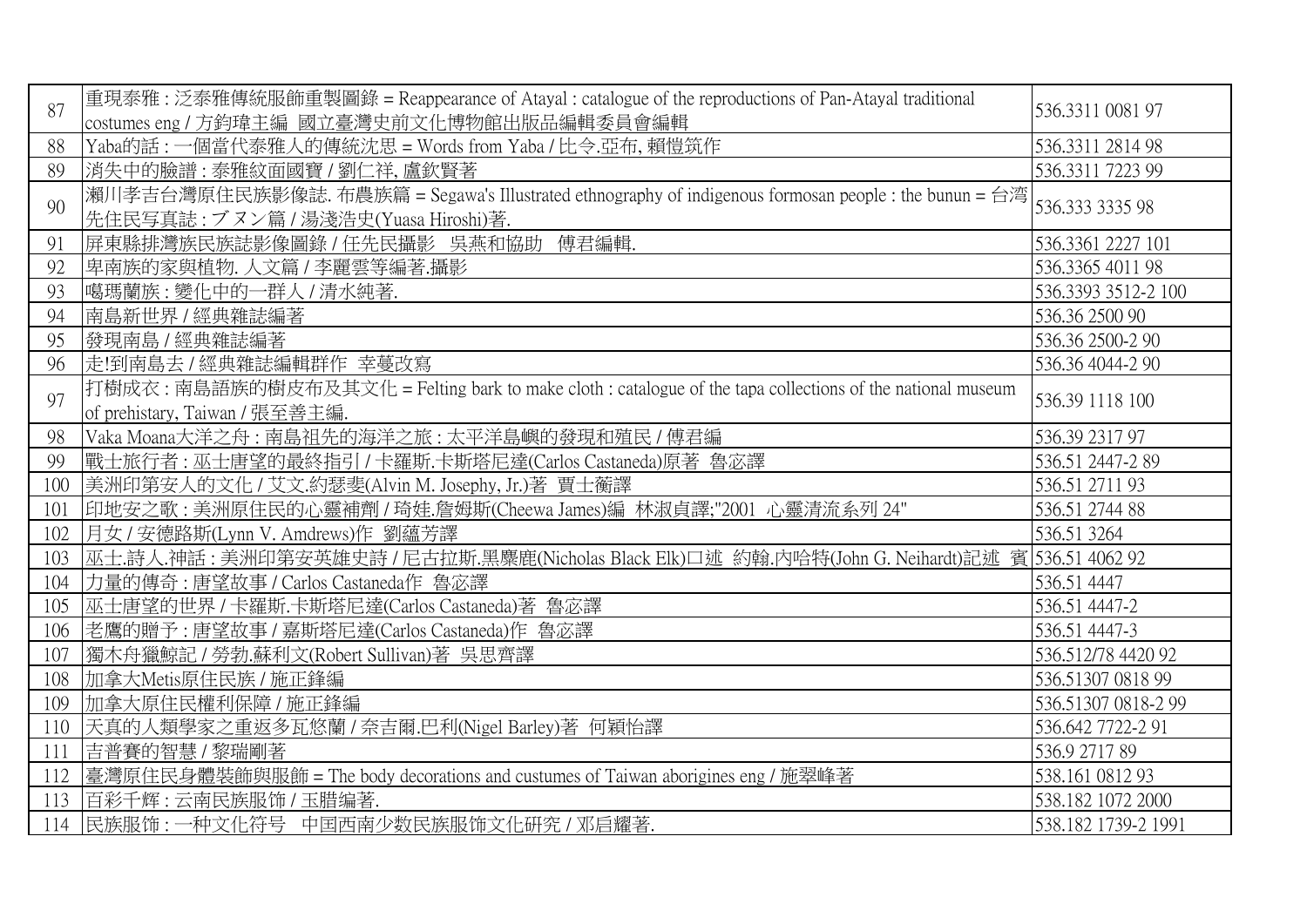| | | |
|---|---|---|
| 87 | 重現泰雅 : 泛泰雅傳統服飾重製圖錄 = Reappearance of Atayal : catalogue of the reproductions of Pan-Atayal traditional costumes eng / 方鈞瑋主編 國立臺灣史前文化博物館出版品編輯委員會編輯 | 536.3311 0081 97 |
| 88 | Yaba的話 : 一個當代泰雅人的傳統沈思 = Words from Yaba / 比令.亞布, 賴愷筑作 | 536.3311 2814 98 |
| 89 | 消失中的臉譜 : 泰雅紋面國寶 / 劉仁祥, 盧欽賢著 | 536.3311 7223 99 |
| 90 | 瀨川孝吉台灣原住民族影像誌. 布農族篇 = Segawa's Illustrated ethnography of indigenous formosan people : the bunun = 台湾先住民写真誌 : ブヌン篇 / 湯淺浩史(Yuasa Hiroshi)著. | 536.333 3335 98 |
| 91 | 屏東縣排灣族民族誌影像圖錄 / 任先民攝影 吳燕和協助 傅君編輯. | 536.3361 2227 101 |
| 92 | 卑南族的家與植物. 人文篇 / 李麗雲等編著.攝影 | 536.3365 4011 98 |
| 93 | 噶瑪蘭族 : 變化中的一群人 / 清水純著. | 536.3393 3512-2 100 |
| 94 | 南島新世界 / 經典雜誌編著 | 536.36 2500 90 |
| 95 | 發現南島 / 經典雜誌編著 | 536.36 2500-2 90 |
| 96 | 走!到南島去 / 經典雜誌編輯群作 幸蔓改寫 | 536.36 4044-2 90 |
| 97 | 打樹成衣 : 南島語族的樹皮布及其文化 = Felting bark to make cloth : catalogue of the tapa collections of the national museum of prehistary, Taiwan / 張至善主編. | 536.39 1118 100 |
| 98 | Vaka Moana大洋之舟 : 南島祖先的海洋之旅 : 太平洋島嶼的發現和殖民 / 傅君編 | 536.39 2317 97 |
| 99 | 戰士旅行者 : 巫士唐望的最終指引 / 卡羅斯.卡斯塔尼達(Carlos Castaneda)原著 魯宓譯 | 536.51 2447-2 89 |
| 100 | 美洲印第安人的文化 / 艾文.約瑟斐(Alvin M. Josephy, Jr.)著 賈士蘅譯 | 536.51 2711 93 |
| 101 | 印地安之歌 : 美洲原住民的心靈補劑 / 琦娃.詹姆斯(Cheewa James)編 林淑貞譯;"2001 心靈清流系列 24" | 536.51 2744 88 |
| 102 | 月女 / 安德路斯(Lynn V. Amdrews)作 劉蘊芳譯 | 536.51 3264 |
| 103 | 巫士.詩人.神話 : 美洲印第安英雄史詩 / 尼古拉斯.黑麋鹿(Nicholas Black Elk)口述 約翰.內哈特(John G. Neihardt)記述 賓 | 536.51 4062 92 |
| 104 | 力量的傳奇 : 唐望故事 / Carlos Castaneda作 魯宓譯 | 536.51 4447 |
| 105 | 巫士唐望的世界 / 卡羅斯.卡斯塔尼達(Carlos Castaneda)著 魯宓譯 | 536.51 4447-2 |
| 106 | 老鷹的贈予 : 唐望故事 / 嘉斯塔尼達(Carlos Castaneda)作 魯宓譯 | 536.51 4447-3 |
| 107 | 獨木舟獵鯨記 / 勞勃.蘇利文(Robert Sullivan)著 吳思齊譯 | 536.512/78 4420 92 |
| 108 | 加拿大Metis原住民族 / 施正鋒編 | 536.51307 0818 99 |
| 109 | 加拿大原住民權利保障 / 施正鋒編 | 536.51307 0818-2 99 |
| 110 | 天真的人類學家之重返多瓦悠蘭 / 奈吉爾.巴利(Nigel Barley)著 何穎怡譯 | 536.642 7722-2 91 |
| 111 | 吉普賽的智慧 / 黎瑞剛著 | 536.9 2717 89 |
| 112 | 臺灣原住民身體裝飾與服飾 = The body decorations and custumes of Taiwan aborigines eng / 施翠峰著 | 538.161 0812 93 |
| 113 | 百彩千辉 : 云南民族服饰 / 玉腊编著. | 538.182 1072 2000 |
| 114 | 民族服饰 : 一种文化符号 中国西南少数民族服饰文化研究 / 邓启耀著. | 538.182 1739-2 1991 |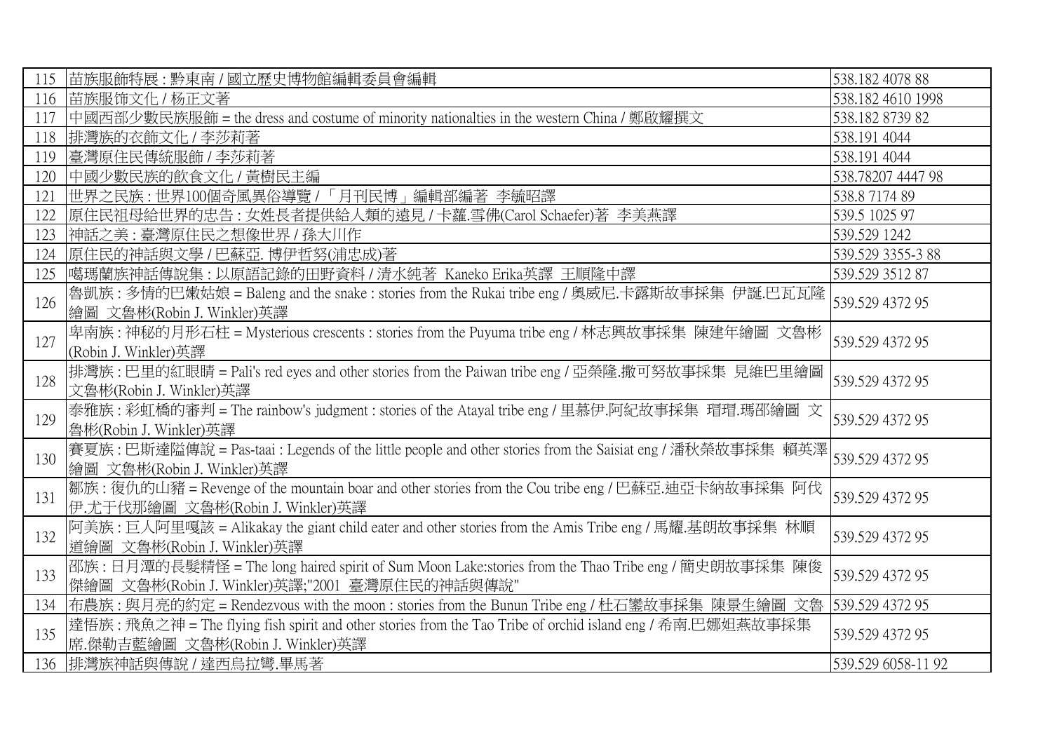| 115 | 苗族服飾特展 : 黔東南 / 國立歷史博物館編輯委員會編輯 | 538.182 4078 88 |
|---|---|---|
| 116 | 苗族服饰文化 / 杨正文著 | 538.182 4610 1998 |
| 117 | 中國西部少數民族服飾 = the dress and costume of minority nationalties in the western China / 鄭啟耀撰文 | 538.182 8739 82 |
| 118 | 排灣族的衣飾文化 / 李莎莉著 | 538.191 4044 |
| 119 | 臺灣原住民傳統服飾 / 李莎莉著 | 538.191 4044 |
| 120 | 中國少數民族的飲食文化 / 黃樹民主編 | 538.78207 4447 98 |
| 121 | 世界之民族 : 世界100個奇風異俗導覽 / 「月刊民博」編輯部編著 李毓昭譯 | 538.8 7174 89 |
| 122 | 原住民祖母給世界的忠告 : 女姓長者提供給人類的遠見 / 卡蘿.雪佛(Carol Schaefer)著 李美燕譯 | 539.5 1025 97 |
| 123 | 神話之美 : 臺灣原住民之想像世界 / 孫大川作 | 539.529 1242 |
| 124 | 原住民的神話與文學 / 巴蘇亞. 博伊哲努(浦忠成)著 | 539.529 3355-3 88 |
| 125 | 噶瑪蘭族神話傳說集 : 以原語記錄的田野資料 / 清水純著 Kaneko Erika英譯 王順隆中譯 | 539.529 3512 87 |
| 126 | 魯凱族 : 多情的巴嫩姑娘 = Baleng and the snake : stories from the Rukai tribe eng / 奧威尼.卡露斯故事採集 伊誕.巴瓦瓦隆繪圖 文魯彬(Robin J. Winkler)英譯 | 539.529 4372 95 |
| 127 | 卑南族 : 神秘的月形石柱 = Mysterious crescents : stories from the Puyuma tribe eng / 林志興故事採集 陳建年繪圖 文魯彬(Robin J. Winkler)英譯 | 539.529 4372 95 |
| 128 | 排灣族 : 巴里的紅眼睛 = Pali's red eyes and other stories from the Paiwan tribe eng / 亞榮隆.撒可努故事採集 見維巴里繪圖 文魯彬(Robin J. Winkler)英譯 | 539.529 4372 95 |
| 129 | 泰雅族 : 彩虹橋的審判 = The rainbow's judgment : stories of the Atayal tribe eng / 里慕伊.阿紀故事採集 瑁瑁.瑪邵繪圖 文魯彬(Robin J. Winkler)英譯 | 539.529 4372 95 |
| 130 | 賽夏族 : 巴斯達隘傳說 = Pas-taai : Legends of the little people and other stories from the Saisiat eng / 潘秋榮故事採集 賴英澤繪圖 文魯彬(Robin J. Winkler)英譯 | 539.529 4372 95 |
| 131 | 鄒族 : 復仇的山豬 = Revenge of the mountain boar and other stories from the Cou tribe eng / 巴蘇亞.迪亞卡納故事採集 阿伐伊.尤于伐那繪圖 文魯彬(Robin J. Winkler)英譯 | 539.529 4372 95 |
| 132 | 阿美族 : 巨人阿里嘎該 = Alikakay the giant child eater and other stories from the Amis Tribe eng / 馬耀.基朗故事採集 林順道繪圖 文魯彬(Robin J. Winkler)英譯 | 539.529 4372 95 |
| 133 | 邵族 : 日月潭的長髮精怪 = The long haired spirit of Sum Moon Lake:stories from the Thao Tribe eng / 簡史朗故事採集 陳俊傑繪圖 文魯彬(Robin J. Winkler)英譯;"2001 臺灣原住民的神話與傳說" | 539.529 4372 95 |
| 134 | 布農族 : 與月亮的約定 = Rendezvous with the moon : stories from the Bunun Tribe eng / 杜石鑾故事採集 陳景生繪圖 文魯 | 539.529 4372 95 |
| 135 | 達悟族 : 飛魚之神 = The flying fish spirit and other stories from the Tao Tribe of orchid island eng / 希南.巴娜妲燕故事採集 席.傑勒吉藍繪圖 文魯彬(Robin J. Winkler)英譯 | 539.529 4372 95 |
| 136 | 排灣族神話與傳說 / 達西烏拉彎.畢馬著 | 539.529 6058-11 92 |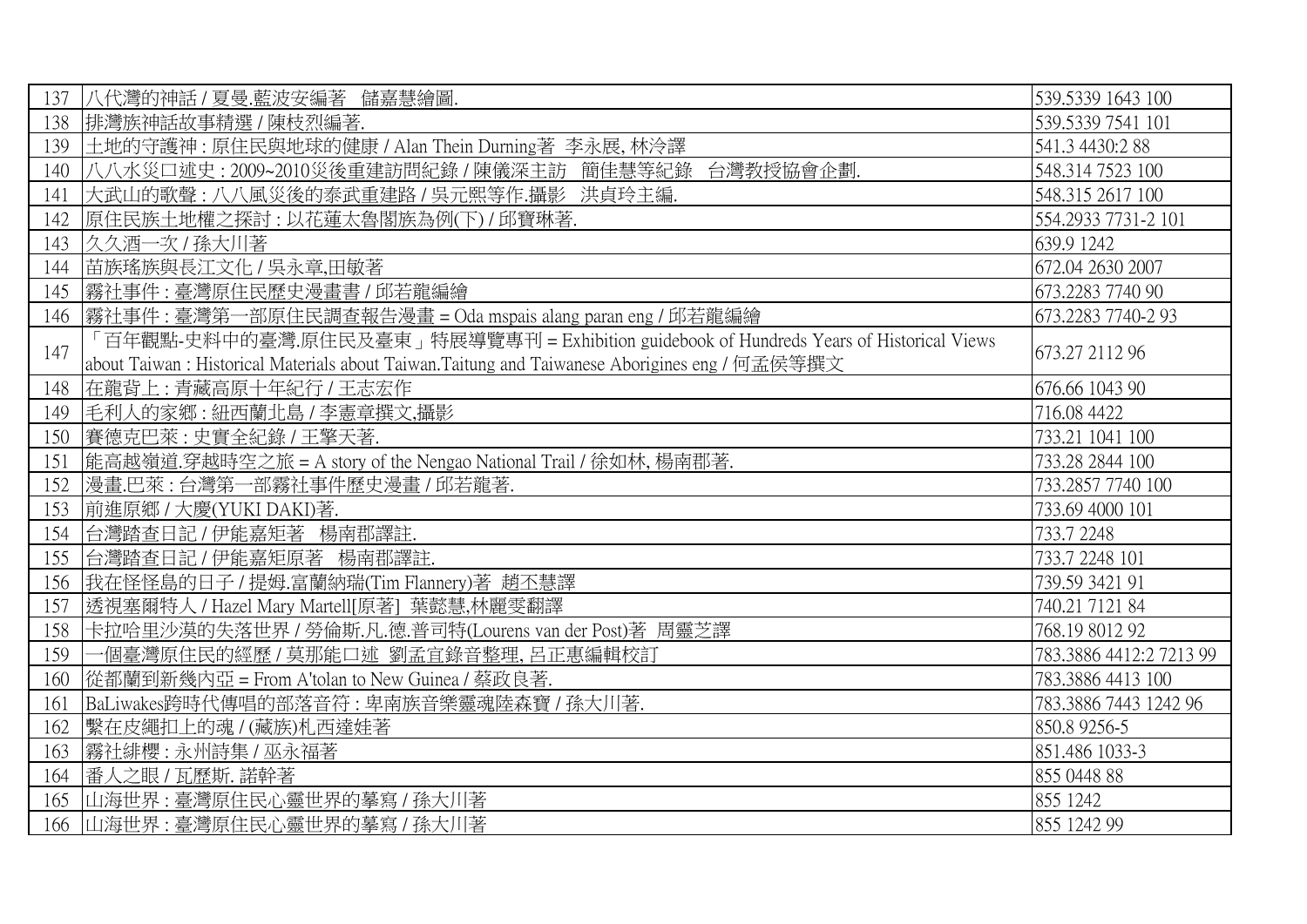| | | |
|---|---|---|
| 137 | 八代灣的神話 / 夏曼.藍波安編著　儲嘉慧繪圖. | 539.5339 1643 100 |
| 138 | 排灣族神話故事精選 / 陳枝烈編著. | 539.5339 7541 101 |
| 139 | 土地的守護神 : 原住民與地球的健康 / Alan Thein Durning著　李永展, 林泠譯 | 541.3 4430:2 88 |
| 140 | 八八水災口述史 : 2009~2010災後重建訪問紀錄 / 陳儀深主訪　簡佳慧等紀錄　台灣教授協會企劃. | 548.314 7523 100 |
| 141 | 大武山的歌聲 : 八八風災後的泰武重建路 / 吳元熙等作.攝影　洪貞玲主編. | 548.315 2617 100 |
| 142 | 原住民族土地權之探討 : 以花蓮太魯閣族為例(下) / 邱寶琳著. | 554.2933 7731-2 101 |
| 143 | 久久酒一次 / 孫大川著 | 639.9 1242 |
| 144 | 苗族瑤族與長江文化 / 吳永章,田敏著 | 672.04 2630 2007 |
| 145 | 霧社事件 : 臺灣原住民歷史漫畫書 / 邱若龍編繪 | 673.2283 7740 90 |
| 146 | 霧社事件 : 臺灣第一部原住民調查報告漫畫 = Oda mspais alang paran eng / 邱若龍編繪 | 673.2283 7740-2 93 |
| 147 | 「百年觀點-史料中的臺灣.原住民及臺東」特展導覽專刊 = Exhibition guidebook of Hundreds Years of Historical Views about Taiwan : Historical Materials about Taiwan.Taitung and Taiwanese Aborigines eng / 何孟侯等撰文 | 673.27 2112 96 |
| 148 | 在龍背上 : 青藏高原十年紀行 / 王志宏作 | 676.66 1043 90 |
| 149 | 毛利人的家鄉 : 紐西蘭北島 / 李憲章撰文,攝影 | 716.08 4422 |
| 150 | 賽德克巴萊 : 史實全紀錄 / 王擎天著. | 733.21 1041 100 |
| 151 | 能高越嶺道.穿越時空之旅 = A story of the Nengao National Trail / 徐如林, 楊南郡著. | 733.28 2844 100 |
| 152 | 漫畫.巴萊 : 台灣第一部霧社事件歷史漫畫 / 邱若龍著. | 733.2857 7740 100 |
| 153 | 前進原鄉 / 大慶(YUKI DAKI)著. | 733.69 4000 101 |
| 154 | 台灣踏查日記 / 伊能嘉矩著　楊南郡譯註. | 733.7 2248 |
| 155 | 台灣踏查日記 / 伊能嘉矩原著　楊南郡譯註. | 733.7 2248 101 |
| 156 | 我在怪怪島的日子 / 提姆.富蘭納瑞(Tim Flannery)著　趙丕慧譯 | 739.59 3421 91 |
| 157 | 透視塞爾特人 / Hazel Mary Martell[原著]　葉懿慧,林麗雯翻譯 | 740.21 7121 84 |
| 158 | 卡拉哈里沙漠的失落世界 / 勞倫斯.凡.德.普司特(Lourens van der Post)著　周靈芝譯 | 768.19 8012 92 |
| 159 | 一個臺灣原住民的經歷 / 莫那能口述　劉孟宜錄音整理, 呂正惠編輯校訂 | 783.3886 4412:2 7213 99 |
| 160 | 從都蘭到新幾內亞 = From A'tolan to New Guinea / 蔡政良著. | 783.3886 4413 100 |
| 161 | BaLiwakes跨時代傳唱的部落音符 : 卑南族音樂靈魂陸森寶 / 孫大川著. | 783.3886 7443 1242 96 |
| 162 | 繫在皮繩扣上的魂 / (藏族)札西達娃著 | 850.8 9256-5 |
| 163 | 霧社緋櫻 : 永州詩集 / 巫永福著 | 851.486 1033-3 |
| 164 | 番人之眼 / 瓦歷斯. 諾幹著 | 855 0448 88 |
| 165 | 山海世界 : 臺灣原住民心靈世界的摹寫 / 孫大川著 | 855 1242 |
| 166 | 山海世界 : 臺灣原住民心靈世界的摹寫 / 孫大川著 | 855 1242 99 |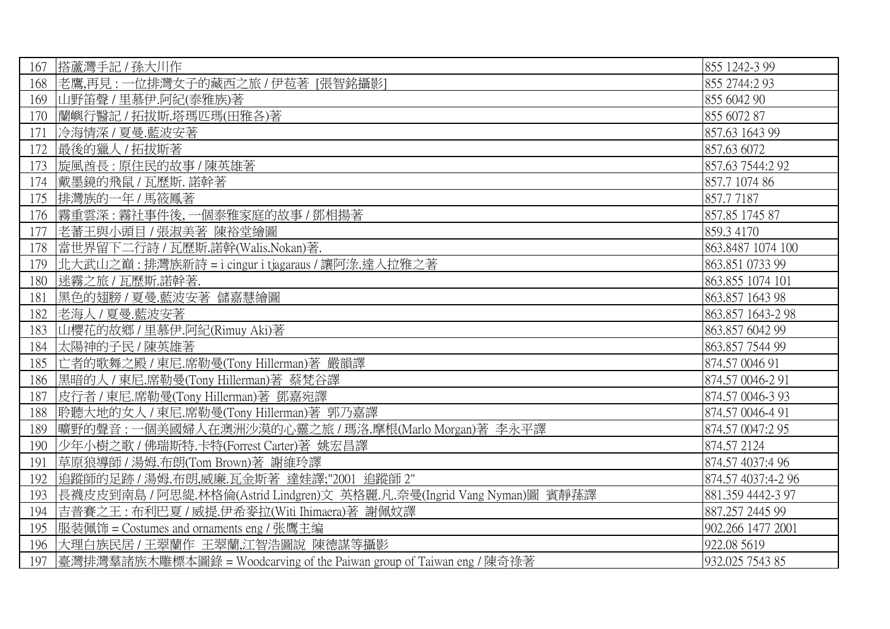| 167 | 搭蘆灣手記 / 孫大川作 | 855 1242-3 99 |
|---|---|---|
| 168 | 老鷹,再見 : 一位排灣女子的藏西之旅 / 伊苞著 [張智銘攝影] | 855 2744:2 93 |
| 169 | 山野笛聲 / 里慕伊.阿紀(泰雅族)著 | 855 6042 90 |
| 170 | 蘭嶼行醫記 / 拓拔斯.塔瑪匹瑪(田雅各)著 | 855 6072 87 |
| 171 | 冷海情深 / 夏曼.藍波安著 | 857.63 1643 99 |
| 172 | 最後的獵人 / 拓拔斯著 | 857.63 6072 |
| 173 | 旋風酋長 : 原住民的故事 / 陳英雄著 | 857.63 7544:2 92 |
| 174 | 戴墨鏡的飛鼠 / 瓦歷斯. 諾幹著 | 857.7 1074 86 |
| 175 | 排灣族的一年 / 馬筱鳳著 | 857.7 7187 |
| 176 | 霧重雲深 : 霧社事件後, 一個泰雅家庭的故事 / 鄧相揚著 | 857.85 1745 87 |
| 177 | 老蕃王與小頭目 / 張淑美著 陳裕堂繪圖 | 859.3 4170 |
| 178 | 當世界留下二行詩 / 瓦歷斯.諾幹(Walis.Nokan)著. | 863.8487 1074 100 |
| 179 | 北大武山之巔 : 排灣族新詩 = i cingur i tjagaraus / 讓阿淥.達入拉雅之著 | 863.851 0733 99 |
| 180 | 迷霧之旅 / 瓦歷斯.諾幹著. | 863.855 1074 101 |
| 181 | 黑色的翅膀 / 夏曼.藍波安著 儲嘉慧繪圖 | 863.857 1643 98 |
| 182 | 老海人 / 夏曼.藍波安著 | 863.857 1643-2 98 |
| 183 | 山櫻花的故鄉 / 里慕伊.阿紀(Rimuy Aki)著 | 863.857 6042 99 |
| 184 | 太陽神的子民 / 陳英雄著 | 863.857 7544 99 |
| 185 | 亡者的歌舞之殿 / 東尼.席勒曼(Tony Hillerman)著 嚴韻譯 | 874.57 0046 91 |
| 186 | 黑暗的人 / 東尼.席勒曼(Tony Hillerman)著 蔡梵谷譯 | 874.57 0046-2 91 |
| 187 | 皮行者 / 東尼.席勒曼(Tony Hillerman)著 鄧嘉宛譯 | 874.57 0046-3 93 |
| 188 | 聆聽大地的女人 / 東尼.席勒曼(Tony Hillerman)著 郭乃嘉譯 | 874.57 0046-4 91 |
| 189 | 曠野的聲音 : 一個美國婦人在澳洲沙漠的心靈之旅 / 瑪洛.摩根(Marlo Morgan)著 李永平譯 | 874.57 0047:2 95 |
| 190 | 少年小樹之歌 / 佛瑞斯特.卡特(Forrest Carter)著 姚宏昌譯 | 874.57 2124 |
| 191 | 草原狼導師 / 湯姆.布朗(Tom Brown)著 謝維玲譯 | 874.57 4037:4 96 |
| 192 | 追蹤師的足跡 / 湯姆.布朗,威廉.瓦金斯著 達娃譯;"2001 追蹤師 2" | 874.57 4037:4-2 96 |
| 193 | 長襪皮皮到南島 / 阿思緹.林格倫(Astrid Lindgren)文 英格麗.凡.奈曼(Ingrid Vang Nyman)圖 賓靜蓀譯 | 881.359 4442-3 97 |
| 194 | 吉普賽之王 : 布利巴夏 / 威提.伊希麥拉(Witi Ihimaera)著 謝佩妏譯 | 887.257 2445 99 |
| 195 | 服裝佩饰 = Costumes and ornaments eng / 张鹰主编 | 902.266 1477 2001 |
| 196 | 大理白族民居 / 王翠蘭作 王翠蘭,江智浩圖說 陳德謀等攝影 | 922.08 5619 |
| 197 | 臺灣排灣羣諸族木雕標本圖錄 = Woodcarving of the Paiwan group of Taiwan eng / 陳奇祿著 | 932.025 7543 85 |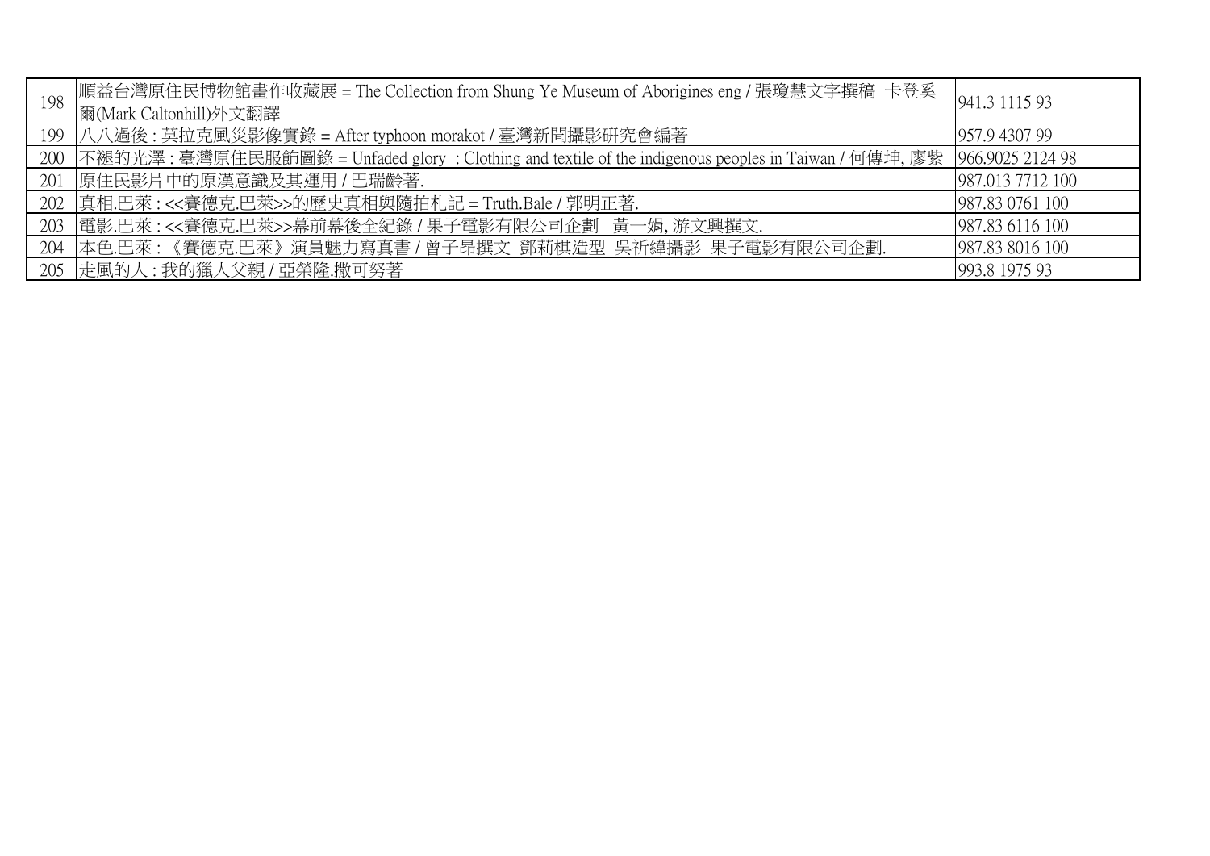| | | |
|---|---|---|
| 198 | 順益台灣原住民博物館畫作收藏展 = The Collection from Shung Ye Museum of Aborigines eng / 張瓊慧文字撰稿 卡登奚爾(Mark Caltonhill)外文翻譯 | 941.3 1115 93 |
| 199 | 八八過後 : 莫拉克風災影像實錄 = After typhoon morakot / 臺灣新聞攝影研究會編著 | 957.9 4307 99 |
| 200 | 不褪的光澤 : 臺灣原住民服飾圖錄 = Unfaded glory : Clothing and textile of the indigenous peoples in Taiwan / 何傳坤, 廖紫 | 966.9025 2124 98 |
| 201 | 原住民影片中的原漢意識及其運用 / 巴瑞齡著. | 987.013 7712 100 |
| 202 | 真相.巴萊 : <<賽德克.巴萊>>的歷史真相與隨拍札記 = Truth.Bale / 郭明正著. | 987.83 0761 100 |
| 203 | 電影.巴萊 : <<賽德克.巴萊>>幕前幕後全紀錄 / 果子電影有限公司企劃 黃一娟, 游文興撰文. | 987.83 6116 100 |
| 204 | 本色.巴萊 : 《賽德克.巴萊》演員魅力寫真書 / 曾子昂撰文 鄧莉棋造型 吳祈緯攝影 果子電影有限公司企劃. | 987.83 8016 100 |
| 205 | 走風的人 : 我的獵人父親 / 亞榮隆.撒可努著 | 993.8 1975 93 |